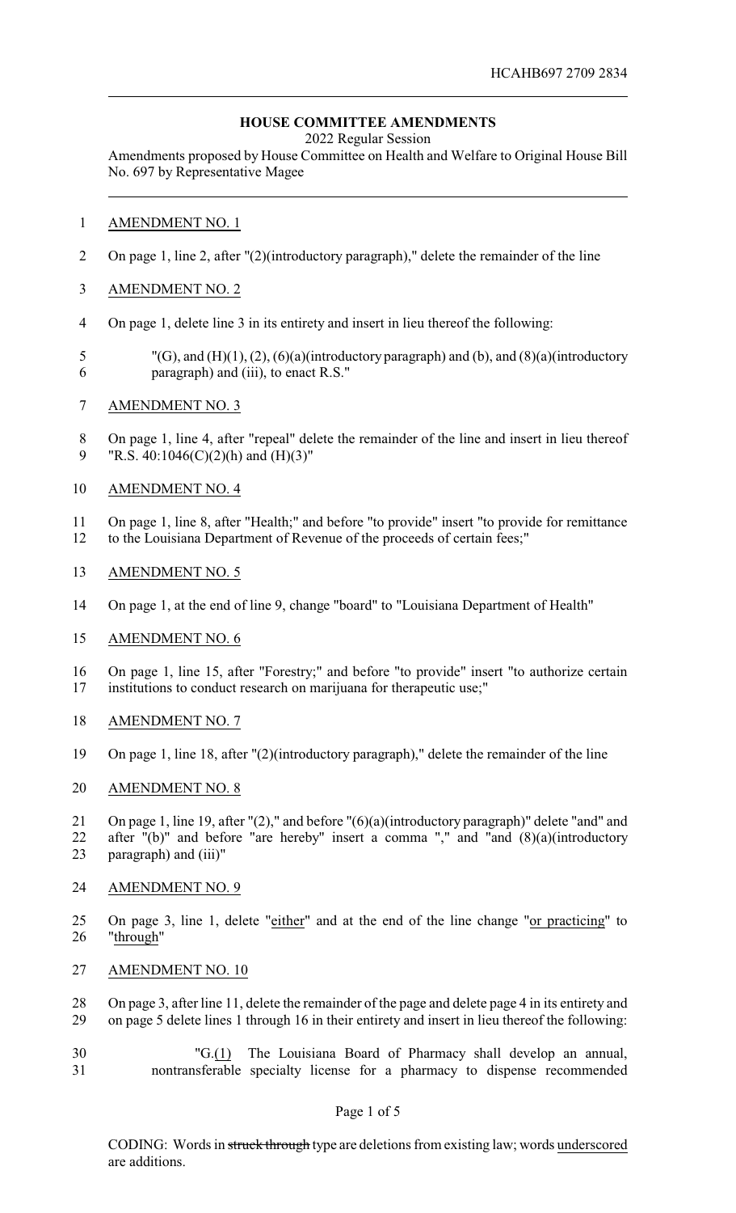HCAHB697 2709 2834

## HOUSE COMMITTEE AMENDMENTS

2022 Regular Session

Amendments proposed by House Committee on Health and Welfare to Original House Bill No. 697 by Representative Magee

AMENDMENT NO. 1

On page 1, line 2, after "(2)(introductory paragraph)," delete the remainder of the line

AMENDMENT NO. 2

On page 1, delete line 3 in its entirety and insert in lieu thereof the following:

"(G), and (H)(1), (2), (6)(a)(introductory paragraph) and (b), and (8)(a)(introductory paragraph) and (iii), to enact R.S."

AMENDMENT NO. 3

On page 1, line 4, after "repeal" delete the remainder of the line and insert in lieu thereof "R.S. 40:1046(C)(2)(h) and (H)(3)"

AMENDMENT NO. 4

On page 1, line 8, after "Health;" and before "to provide" insert "to provide for remittance to the Louisiana Department of Revenue of the proceeds of certain fees;"

AMENDMENT NO. 5

On page 1, at the end of line 9, change "board" to "Louisiana Department of Health"

AMENDMENT NO. 6

On page 1, line 15, after "Forestry;" and before "to provide" insert "to authorize certain institutions to conduct research on marijuana for therapeutic use;"

AMENDMENT NO. 7

On page 1, line 18, after "(2)(introductory paragraph)," delete the remainder of the line

AMENDMENT NO. 8

On page 1, line 19, after "(2)," and before "(6)(a)(introductory paragraph)" delete "and" and after "(b)" and before "are hereby" insert a comma "," and "and (8)(a)(introductory paragraph) and (iii)"

AMENDMENT NO. 9

On page 3, line 1, delete "<u>either</u>" and at the end of the line change "<u>or practicing</u>" to "<u>through</u>"

AMENDMENT NO. 10

On page 3, after line 11, delete the remainder of the page and delete page 4 in its entirety and on page 5 delete lines 1 through 16 in their entirety and insert in lieu thereof the following:

"G.<u>(1)</u> The Louisiana Board of Pharmacy shall develop an annual, nontransferable specialty license for a pharmacy to dispense recommended

CODING: Words in ~~struck through~~ type are deletions from existing law; words <u>underscored</u> are additions.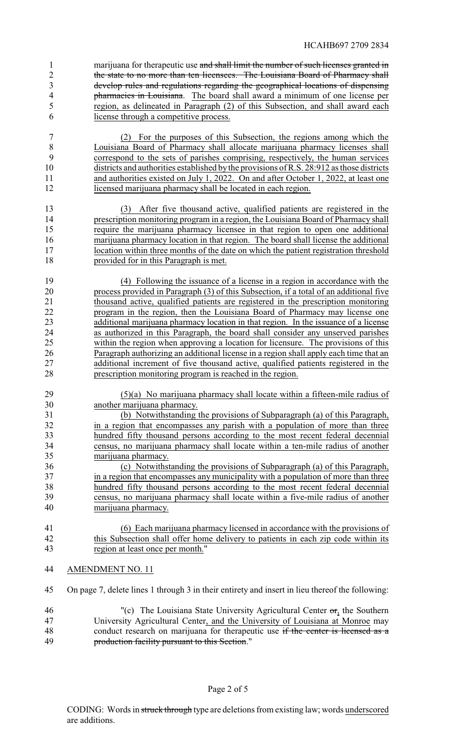marijuana for therapeutic use ~~and shall limit the number of such licenses granted in the state to no more than ten licensees. The Louisiana Board of Pharmacy shall develop rules and regulations regarding the geographical locations of dispensing pharmacies in Louisiana~~. The board shall award a minimum of one license per region, as delineated in Paragraph (2) of this Subsection, and shall award each license through a competitive process.

(2) For the purposes of this Subsection, the regions among which the Louisiana Board of Pharmacy shall allocate marijuana pharmacy licenses shall correspond to the sets of parishes comprising, respectively, the human services districts and authorities established by the provisions of R.S. 28:912 as those districts and authorities existed on July 1, 2022. On and after October 1, 2022, at least one licensed marijuana pharmacy shall be located in each region.

(3) After five thousand active, qualified patients are registered in the prescription monitoring program in a region, the Louisiana Board of Pharmacy shall require the marijuana pharmacy licensee in that region to open one additional marijuana pharmacy location in that region. The board shall license the additional location within three months of the date on which the patient registration threshold provided for in this Paragraph is met.

(4) Following the issuance of a license in a region in accordance with the process provided in Paragraph (3) of this Subsection, if a total of an additional five thousand active, qualified patients are registered in the prescription monitoring program in the region, then the Louisiana Board of Pharmacy may license one additional marijuana pharmacy location in that region. In the issuance of a license as authorized in this Paragraph, the board shall consider any unserved parishes within the region when approving a location for licensure. The provisions of this Paragraph authorizing an additional license in a region shall apply each time that an additional increment of five thousand active, qualified patients registered in the prescription monitoring program is reached in the region.

(5)(a) No marijuana pharmacy shall locate within a fifteen-mile radius of another marijuana pharmacy.

(b) Notwithstanding the provisions of Subparagraph (a) of this Paragraph, in a region that encompasses any parish with a population of more than three hundred fifty thousand persons according to the most recent federal decennial census, no marijuana pharmacy shall locate within a ten-mile radius of another marijuana pharmacy.

(c) Notwithstanding the provisions of Subparagraph (a) of this Paragraph, in a region that encompasses any municipality with a population of more than three hundred fifty thousand persons according to the most recent federal decennial census, no marijuana pharmacy shall locate within a five-mile radius of another marijuana pharmacy.

(6) Each marijuana pharmacy licensed in accordance with the provisions of this Subsection shall offer home delivery to patients in each zip code within its region at least once per month."

AMENDMENT NO. 11

On page 7, delete lines 1 through 3 in their entirety and insert in lieu thereof the following:

"(c) The Louisiana State University Agricultural Center ~~or~~, the Southern University Agricultural Center, and the University of Louisiana at Monroe may conduct research on marijuana for therapeutic use ~~if the center is licensed as a production facility pursuant to this Section~~."

CODING: Words in ~~struck through~~ type are deletions from existing law; words underscored are additions.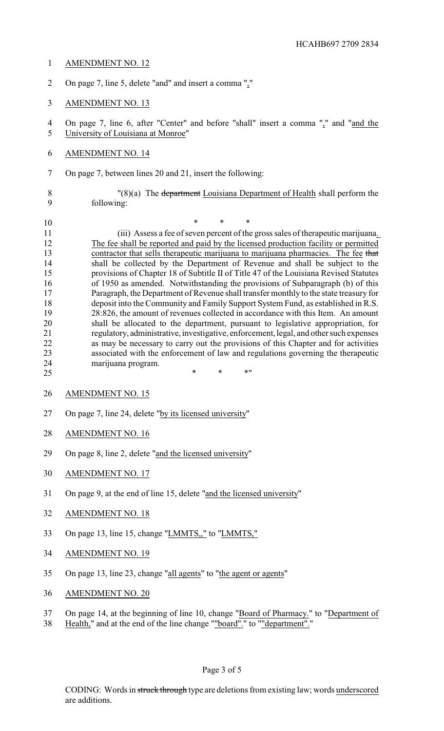AMENDMENT NO. 12

On page 7, line 5, delete "and" and insert a comma ","

AMENDMENT NO. 13

On page 7, line 6, after "Center" and before "shall" insert a comma "," and "and the University of Louisiana at Monroe"

AMENDMENT NO. 14

On page 7, between lines 20 and 21, insert the following:

"(8)(a) The ~~department~~ Louisiana Department of Health shall perform the following:

\*   \*   \*

(iii) Assess a fee of seven percent of the gross sales of therapeutic marijuana. The fee shall be reported and paid by the licensed production facility or permitted contractor that sells therapeutic marijuana to marijuana pharmacies. The fee ~~that~~ shall be collected by the Department of Revenue and shall be subject to the provisions of Chapter 18 of Subtitle II of Title 47 of the Louisiana Revised Statutes of 1950 as amended. Notwithstanding the provisions of Subparagraph (b) of this Paragraph, the Department of Revenue shall transfer monthly to the state treasury for deposit into the Community and Family Support System Fund, as established in R.S. 28:826, the amount of revenues collected in accordance with this Item. An amount shall be allocated to the department, pursuant to legislative appropriation, for regulatory, administrative, investigative, enforcement, legal, and other such expenses as may be necessary to carry out the provisions of this Chapter and for activities associated with the enforcement of law and regulations governing the therapeutic marijuana program.

\*   \*   \*"

AMENDMENT NO. 15

On page 7, line 24, delete "by its licensed university"

AMENDMENT NO. 16

On page 8, line 2, delete "and the licensed university"

AMENDMENT NO. 17

On page 9, at the end of line 15, delete "and the licensed university"

AMENDMENT NO. 18

On page 13, line 15, change "LMMTS,," to "LMMTS,"

AMENDMENT NO. 19

On page 13, line 23, change "all agents" to "the agent or agents"

AMENDMENT NO. 20

On page 14, at the beginning of line 10, change "Board of Pharmacy." to "Department of Health," and at the end of the line change ""board"." to ""department"."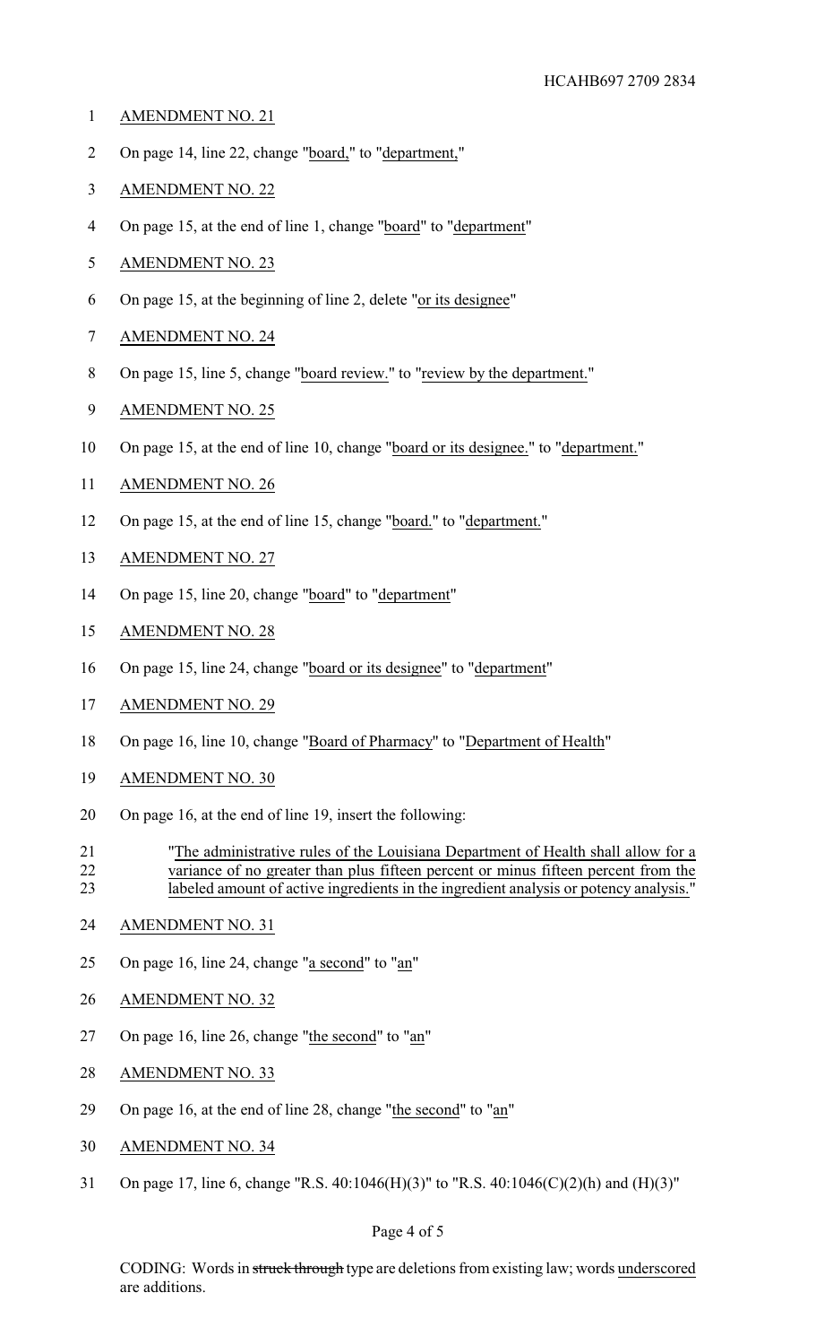HCAHB697 2709 2834

AMENDMENT NO. 21

On page 14, line 22, change "board," to "department,"

AMENDMENT NO. 22

On page 15, at the end of line 1, change "board" to "department"

AMENDMENT NO. 23

On page 15, at the beginning of line 2, delete "or its designee"

AMENDMENT NO. 24

On page 15, line 5, change "board review." to "review by the department."

AMENDMENT NO. 25

On page 15, at the end of line 10, change "board or its designee." to "department."

AMENDMENT NO. 26

On page 15, at the end of line 15, change "board." to "department."

AMENDMENT NO. 27

On page 15, line 20, change "board" to "department"

AMENDMENT NO. 28

On page 15, line 24, change "board or its designee" to "department"

AMENDMENT NO. 29

On page 16, line 10, change "Board of Pharmacy" to "Department of Health"

AMENDMENT NO. 30

On page 16, at the end of line 19, insert the following:

"The administrative rules of the Louisiana Department of Health shall allow for a variance of no greater than plus fifteen percent or minus fifteen percent from the labeled amount of active ingredients in the ingredient analysis or potency analysis."

AMENDMENT NO. 31

On page 16, line 24, change "a second" to "an"

AMENDMENT NO. 32

On page 16, line 26, change "the second" to "an"

AMENDMENT NO. 33

On page 16, at the end of line 28, change "the second" to "an"

AMENDMENT NO. 34

On page 17, line 6, change "R.S. 40:1046(H)(3)" to "R.S. 40:1046(C)(2)(h) and (H)(3)"

CODING: Words in ~~struck through~~ type are deletions from existing law; words underscored are additions.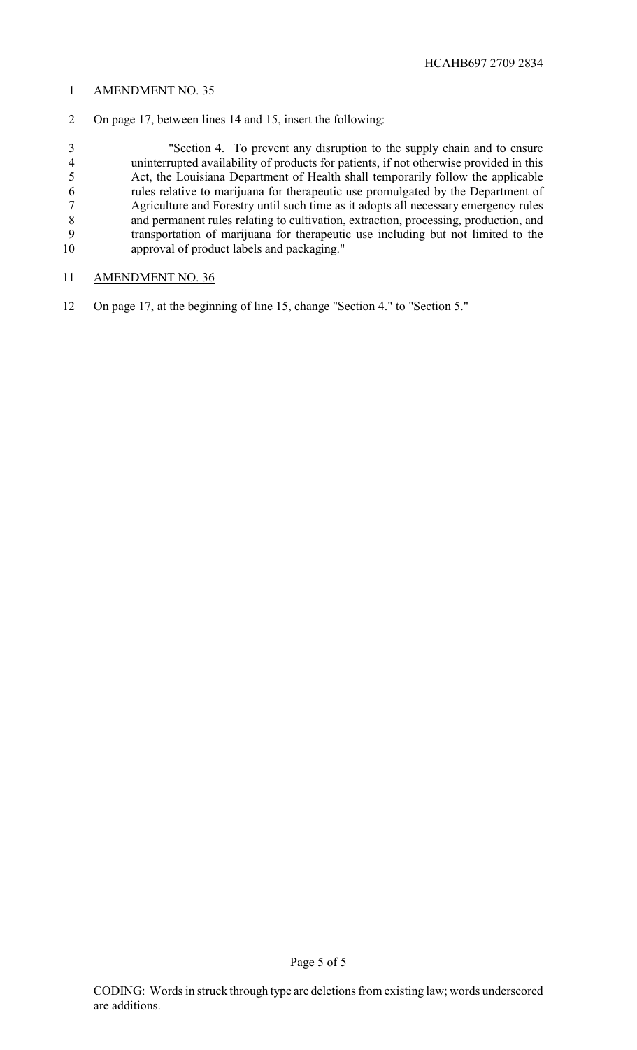AMENDMENT NO. 35

On page 17, between lines 14 and 15, insert the following:

"Section 4. To prevent any disruption to the supply chain and to ensure uninterrupted availability of products for patients, if not otherwise provided in this Act, the Louisiana Department of Health shall temporarily follow the applicable rules relative to marijuana for therapeutic use promulgated by the Department of Agriculture and Forestry until such time as it adopts all necessary emergency rules and permanent rules relating to cultivation, extraction, processing, production, and transportation of marijuana for therapeutic use including but not limited to the approval of product labels and packaging."

AMENDMENT NO. 36

On page 17, at the beginning of line 15, change "Section 4." to "Section 5."